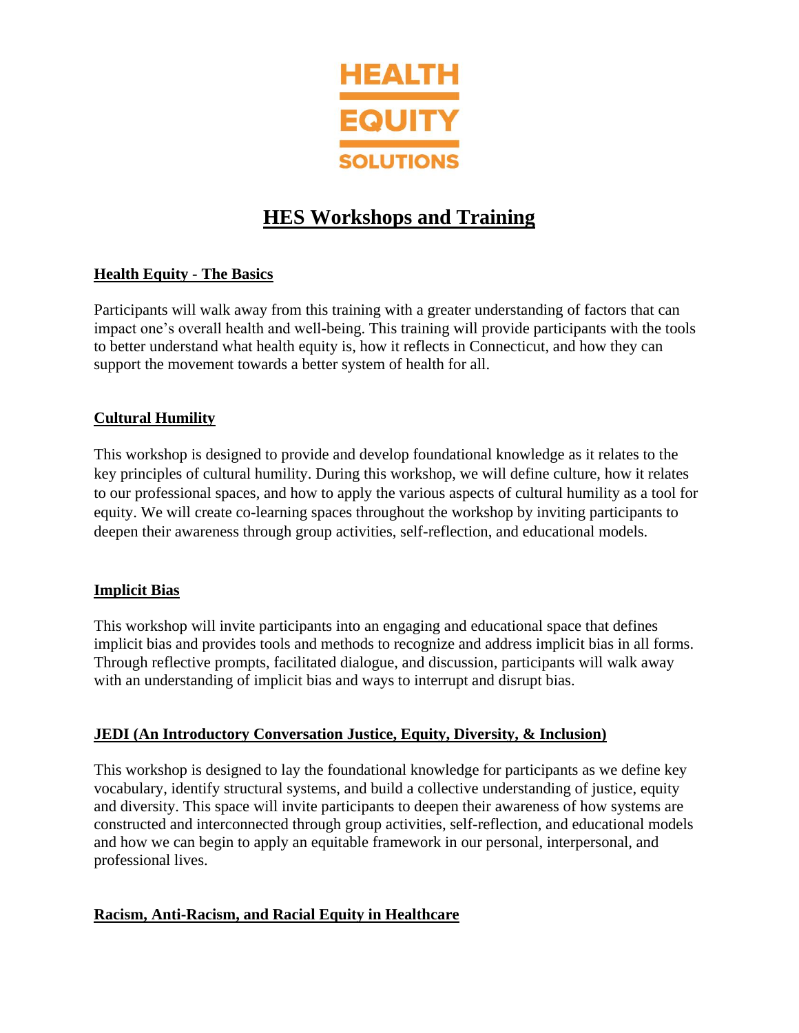HEALTH EQUITY SOLUTIONS

# HES Workshops and Training

## Health Equity - The Basics

Participants will walk away from this training with a greater understanding of factors that can impact one's overall health and well-being. This training will provide participants with the tools to better understand what health equity is, how it reflects in Connecticut, and how they can support the movement towards a better system of health for all.

## Cultural Humility

This workshop is designed to provide and develop foundational knowledge as it relates to the key principles of cultural humility. During this workshop, we will define culture, how it relates to our professional spaces, and how to apply the various aspects of cultural humility as a tool for equity. We will create co-learning spaces throughout the workshop by inviting participants to deepen their awareness through group activities, self-reflection, and educational models.

## Implicit Bias

This workshop will invite participants into an engaging and educational space that defines implicit bias and provides tools and methods to recognize and address implicit bias in all forms. Through reflective prompts, facilitated dialogue, and discussion, participants will walk away with an understanding of implicit bias and ways to interrupt and disrupt bias.

## JEDI (An Introductory Conversation Justice, Equity, Diversity, & Inclusion)

This workshop is designed to lay the foundational knowledge for participants as we define key vocabulary, identify structural systems, and build a collective understanding of justice, equity and diversity. This space will invite participants to deepen their awareness of how systems are constructed and interconnected through group activities, self-reflection, and educational models and how we can begin to apply an equitable framework in our personal, interpersonal, and professional lives.

## Racism, Anti-Racism, and Racial Equity in Healthcare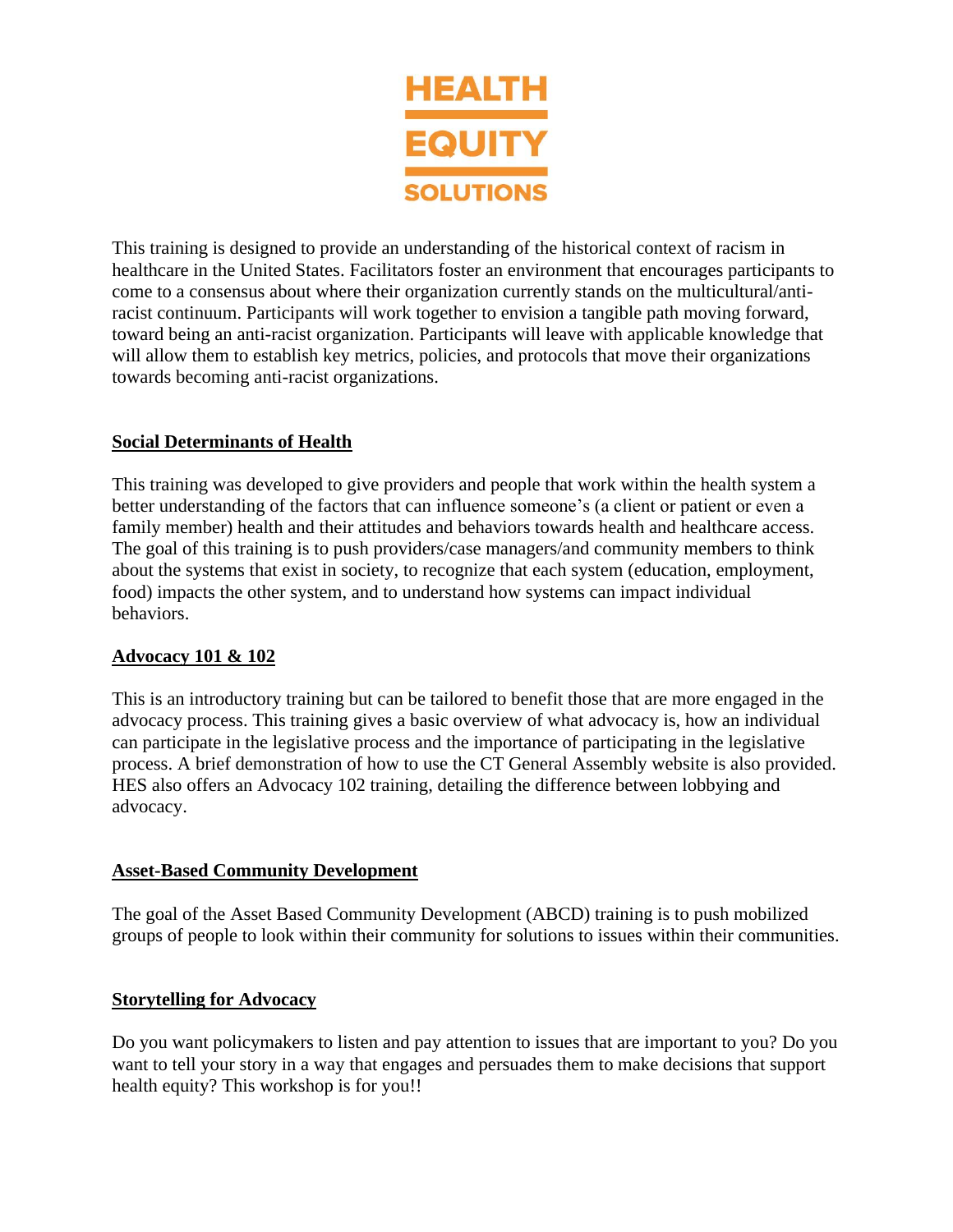HEALTH EQUITY SOLUTIONS

This training is designed to provide an understanding of the historical context of racism in healthcare in the United States. Facilitators foster an environment that encourages participants to come to a consensus about where their organization currently stands on the multicultural/anti-racist continuum. Participants will work together to envision a tangible path moving forward, toward being an anti-racist organization. Participants will leave with applicable knowledge that will allow them to establish key metrics, policies, and protocols that move their organizations towards becoming anti-racist organizations.

## Social Determinants of Health

This training was developed to give providers and people that work within the health system a better understanding of the factors that can influence someone's (a client or patient or even a family member) health and their attitudes and behaviors towards health and healthcare access. The goal of this training is to push providers/case managers/and community members to think about the systems that exist in society, to recognize that each system (education, employment, food) impacts the other system, and to understand how systems can impact individual behaviors.

## Advocacy 101 & 102

This is an introductory training but can be tailored to benefit those that are more engaged in the advocacy process. This training gives a basic overview of what advocacy is, how an individual can participate in the legislative process and the importance of participating in the legislative process. A brief demonstration of how to use the CT General Assembly website is also provided. HES also offers an Advocacy 102 training, detailing the difference between lobbying and advocacy.

## Asset-Based Community Development

The goal of the Asset Based Community Development (ABCD) training is to push mobilized groups of people to look within their community for solutions to issues within their communities.

## Storytelling for Advocacy

Do you want policymakers to listen and pay attention to issues that are important to you? Do you want to tell your story in a way that engages and persuades them to make decisions that support health equity? This workshop is for you!!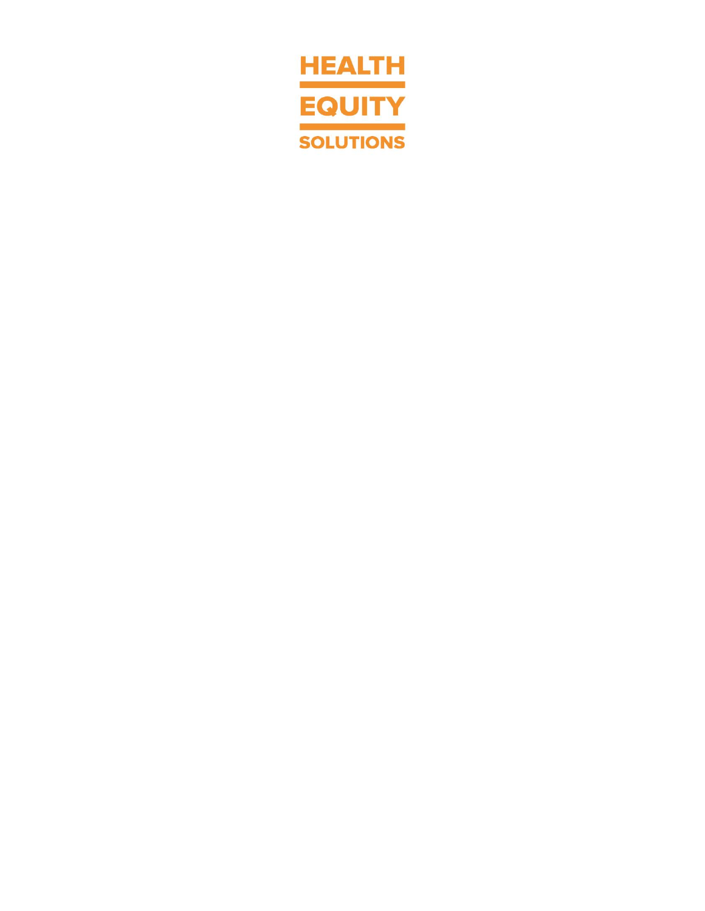HEALTH

EQUITY

SOLUTIONS